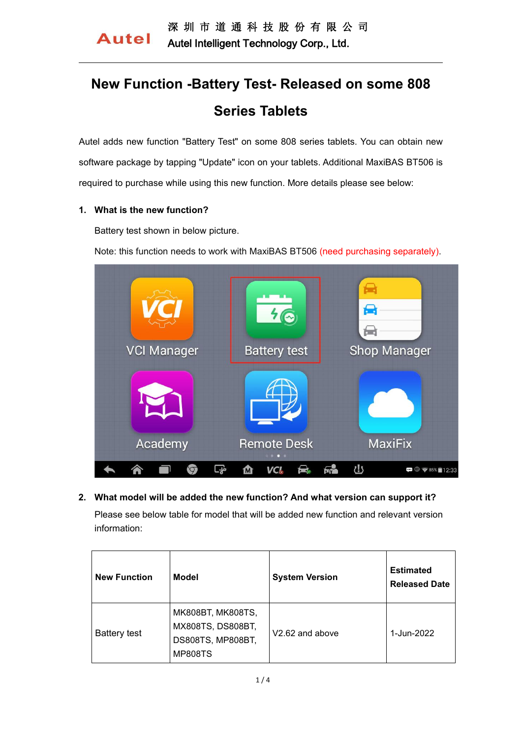深 圳 市 道 通 科 技 股 份 有 限 公 司
Autel Intelligent Technology Corp., Ltd.

# New Function -Battery Test- Released on some 808 Series Tablets

Autel adds new function "Battery Test" on some 808 series tablets. You can obtain new software package by tapping "Update" icon on your tablets. Additional MaxiBAS BT506 is required to purchase while using this new function. More details please see below:

**1. What is the new function?**

Battery test shown in below picture.

Note: this function needs to work with MaxiBAS BT506 (need purchasing separately).

**2. What model will be added the new function? And what version can support it?**

Please see below table for model that will be added new function and relevant version information:

| New Function | Model | System Version | Estimated Released Date |
|---|---|---|---|
| Battery test | MK808BT, MK808TS, MX808TS, DS808BT, DS808TS, MP808BT, MP808TS | V2.62 and above | 1-Jun-2022 |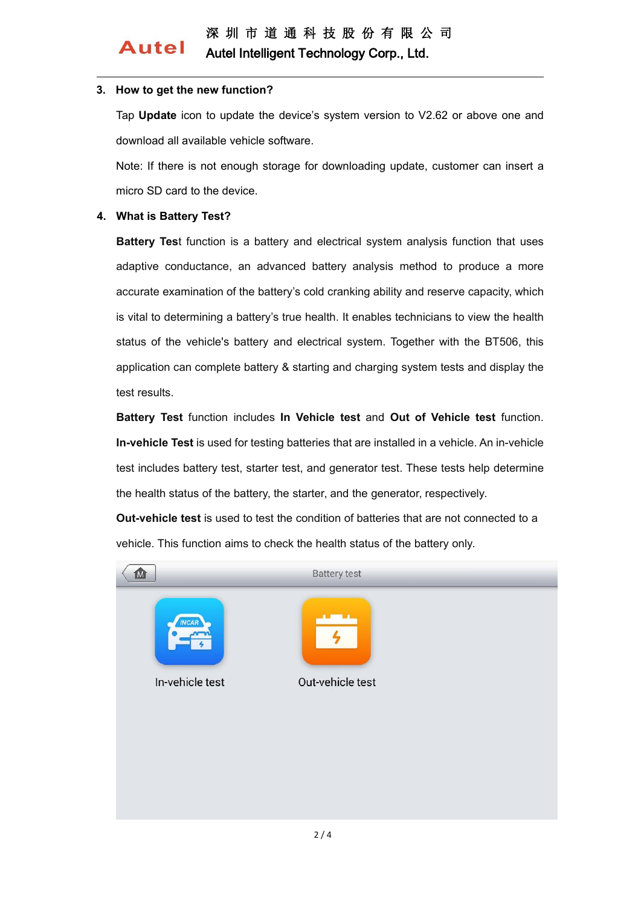3. **How to get the new function?**

   Tap **Update** icon to update the device's system version to V2.62 or above one and download all available vehicle software.

   Note: If there is not enough storage for downloading update, customer can insert a micro SD card to the device.

4. **What is Battery Test?**

   **Battery Tes**t function is a battery and electrical system analysis function that uses adaptive conductance, an advanced battery analysis method to produce a more accurate examination of the battery's cold cranking ability and reserve capacity, which is vital to determining a battery's true health. It enables technicians to view the health status of the vehicle's battery and electrical system. Together with the BT506, this application can complete battery & starting and charging system tests and display the test results.

   **Battery Test** function includes **In Vehicle test** and **Out of Vehicle test** function. **In-vehicle Test** is used for testing batteries that are installed in a vehicle. An in-vehicle test includes battery test, starter test, and generator test. These tests help determine the health status of the battery, the starter, and the generator, respectively.

   **Out-vehicle test** is used to test the condition of batteries that are not connected to a vehicle. This function aims to check the health status of the battery only.

Battery test

In-vehicle test

Out-vehicle test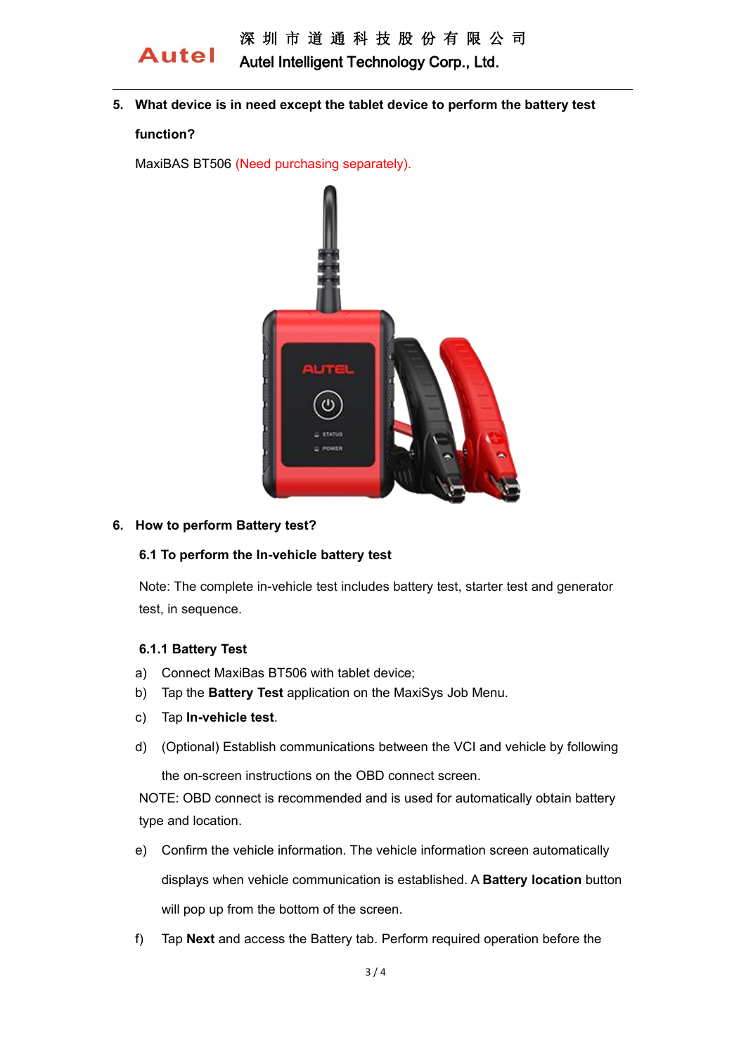5. **What device is in need except the tablet device to perform the battery test function?**

   MaxiBAS BT506 (Need purchasing separately).

6. **How to perform Battery test?**

   **6.1 To perform the In-vehicle battery test**

   Note: The complete in-vehicle test includes battery test, starter test and generator test, in sequence.

   **6.1.1 Battery Test**

a) Connect MaxiBas BT506 with tablet device;
b) Tap the **Battery Test** application on the MaxiSys Job Menu.
c) Tap **In-vehicle test**.
d) (Optional) Establish communications between the VCI and vehicle by following the on-screen instructions on the OBD connect screen.

NOTE: OBD connect is recommended and is used for automatically obtain battery type and location.

e) Confirm the vehicle information. The vehicle information screen automatically displays when vehicle communication is established. A **Battery location** button will pop up from the bottom of the screen.
f) Tap **Next** and access the Battery tab. Perform required operation before the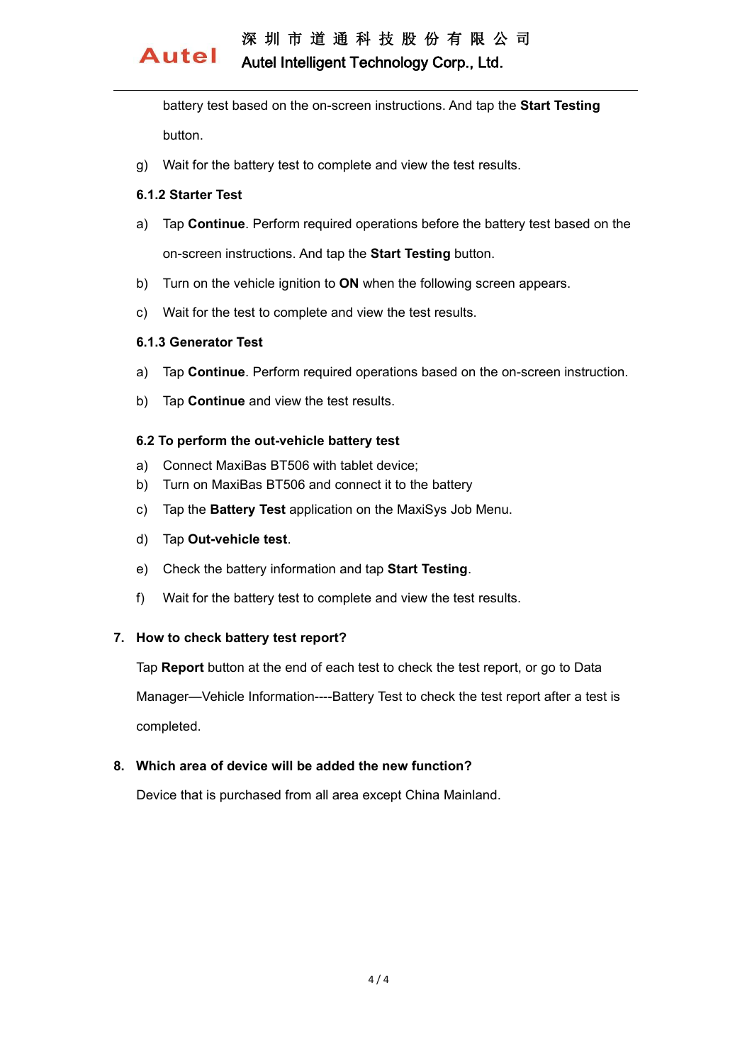battery test based on the on-screen instructions. And tap the **Start Testing** button.

g) Wait for the battery test to complete and view the test results.

### 6.1.2 Starter Test

a) Tap **Continue**. Perform required operations before the battery test based on the on-screen instructions. And tap the **Start Testing** button.

b) Turn on the vehicle ignition to **ON** when the following screen appears.

c) Wait for the test to complete and view the test results.

### 6.1.3 Generator Test

a) Tap **Continue**. Perform required operations based on the on-screen instruction.

b) Tap **Continue** and view the test results.

### 6.2 To perform the out-vehicle battery test

a) Connect MaxiBas BT506 with tablet device;

b) Turn on MaxiBas BT506 and connect it to the battery

c) Tap the **Battery Test** application on the MaxiSys Job Menu.

d) Tap **Out-vehicle test**.

e) Check the battery information and tap **Start Testing**.

f) Wait for the battery test to complete and view the test results.

## 7. How to check battery test report?

Tap **Report** button at the end of each test to check the test report, or go to Data Manager—Vehicle Information----Battery Test to check the test report after a test is completed.

## 8. Which area of device will be added the new function?

Device that is purchased from all area except China Mainland.